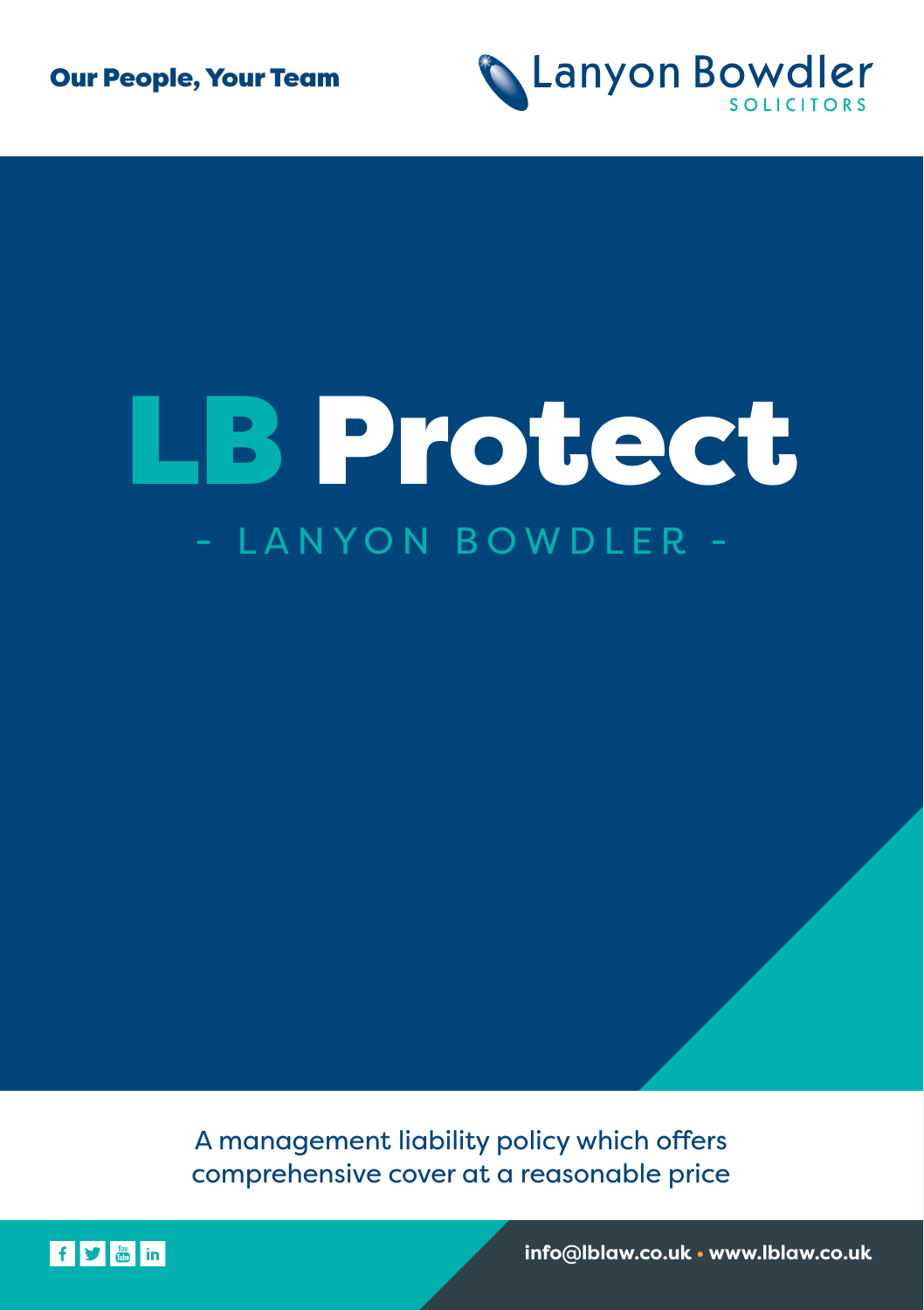**Our People, Your Team**

Lanyon Bowdler
SOLICITORS

# LB Protect

- LANYON BOWDLER -

A management liability policy which offers comprehensive cover at a reasonable price

info@lblaw.co.uk • www.lblaw.co.uk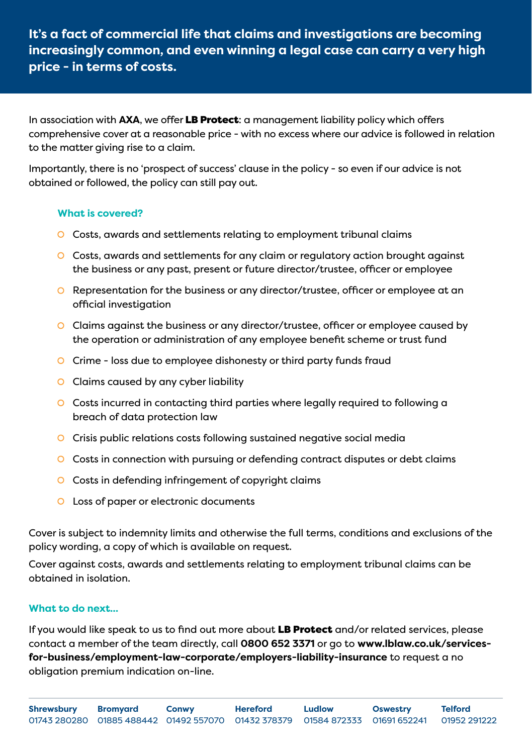**It's a fact of commercial life that claims and investigations are becoming increasingly common, and even winning a legal case can carry a very high price - in terms of costs.**

In association with **AXA**, we offer **LB Protect**: a management liability policy which offers comprehensive cover at a reasonable price - with no excess where our advice is followed in relation to the matter giving rise to a claim.

Importantly, there is no 'prospect of success' clause in the policy - so even if our advice is not obtained or followed, the policy can still pay out.

### What is covered?

- Costs, awards and settlements relating to employment tribunal claims
- Costs, awards and settlements for any claim or regulatory action brought against the business or any past, present or future director/trustee, officer or employee
- Representation for the business or any director/trustee, officer or employee at an official investigation
- Claims against the business or any director/trustee, officer or employee caused by the operation or administration of any employee benefit scheme or trust fund
- Crime - loss due to employee dishonesty or third party funds fraud
- Claims caused by any cyber liability
- Costs incurred in contacting third parties where legally required to following a breach of data protection law
- Crisis public relations costs following sustained negative social media
- Costs in connection with pursuing or defending contract disputes or debt claims
- Costs in defending infringement of copyright claims
- Loss of paper or electronic documents

Cover is subject to indemnity limits and otherwise the full terms, conditions and exclusions of the policy wording, a copy of which is available on request.

Cover against costs, awards and settlements relating to employment tribunal claims can be obtained in isolation.

### What to do next...

If you would like speak to us to find out more about **LB Protect** and/or related services, please contact a member of the team directly, call **0800 652 3371** or go to **www.lblaw.co.uk/services-for-business/employment-law-corporate/employers-liability-insurance** to request a no obligation premium indication on-line.

| Shrewsbury | Bromyard | Conwy | Hereford | Ludlow | Oswestry | Telford |
|---|---|---|---|---|---|---|
| 01743 280280 | 01885 488442 | 01492 557070 | 01432 378379 | 01584 872333 | 01691 652241 | 01952 291222 |